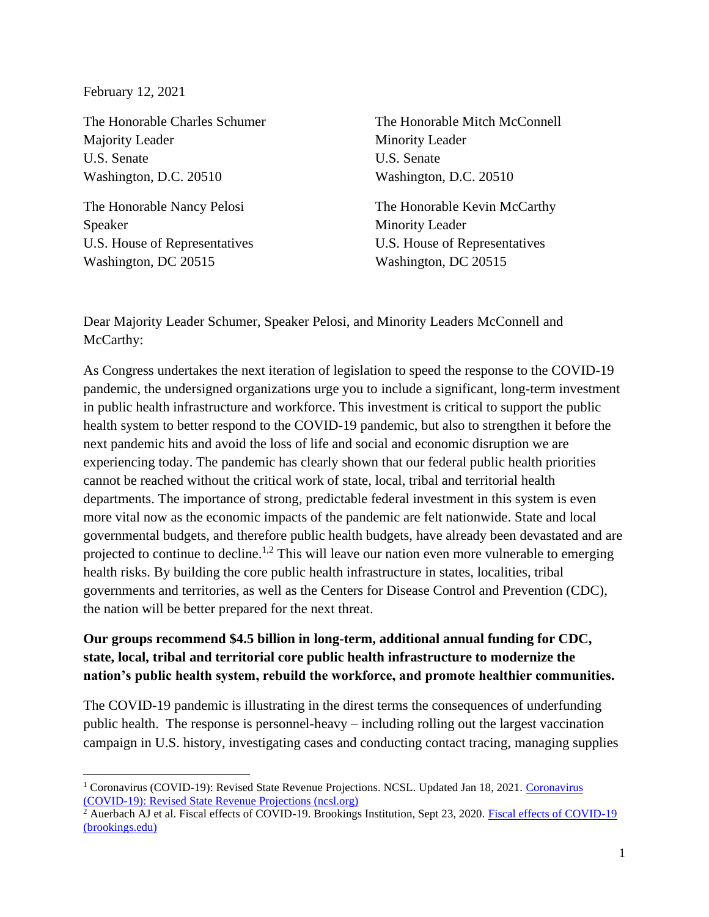February 12, 2021

The Honorable Charles Schumer
Majority Leader
U.S. Senate
Washington, D.C. 20510

The Honorable Mitch McConnell
Minority Leader
U.S. Senate
Washington, D.C. 20510

The Honorable Nancy Pelosi
Speaker
U.S. House of Representatives
Washington, DC 20515

The Honorable Kevin McCarthy
Minority Leader
U.S. House of Representatives
Washington, DC 20515

Dear Majority Leader Schumer, Speaker Pelosi, and Minority Leaders McConnell and McCarthy:

As Congress undertakes the next iteration of legislation to speed the response to the COVID-19 pandemic, the undersigned organizations urge you to include a significant, long-term investment in public health infrastructure and workforce. This investment is critical to support the public health system to better respond to the COVID-19 pandemic, but also to strengthen it before the next pandemic hits and avoid the loss of life and social and economic disruption we are experiencing today. The pandemic has clearly shown that our federal public health priorities cannot be reached without the critical work of state, local, tribal and territorial health departments. The importance of strong, predictable federal investment in this system is even more vital now as the economic impacts of the pandemic are felt nationwide. State and local governmental budgets, and therefore public health budgets, have already been devastated and are projected to continue to decline.[1,2] This will leave our nation even more vulnerable to emerging health risks. By building the core public health infrastructure in states, localities, tribal governments and territories, as well as the Centers for Disease Control and Prevention (CDC), the nation will be better prepared for the next threat.

**Our groups recommend $4.5 billion in long-term, additional annual funding for CDC, state, local, tribal and territorial core public health infrastructure to modernize the nation's public health system, rebuild the workforce, and promote healthier communities.**

The COVID-19 pandemic is illustrating in the direst terms the consequences of underfunding public health. The response is personnel-heavy – including rolling out the largest vaccination campaign in U.S. history, investigating cases and conducting contact tracing, managing supplies

[1] Coronavirus (COVID-19): Revised State Revenue Projections. NCSL. Updated Jan 18, 2021. [Coronavirus (COVID-19): Revised State Revenue Projections (ncsl.org)]

[2] Auerbach AJ et al. Fiscal effects of COVID-19. Brookings Institution, Sept 23, 2020. [Fiscal effects of COVID-19 (brookings.edu)]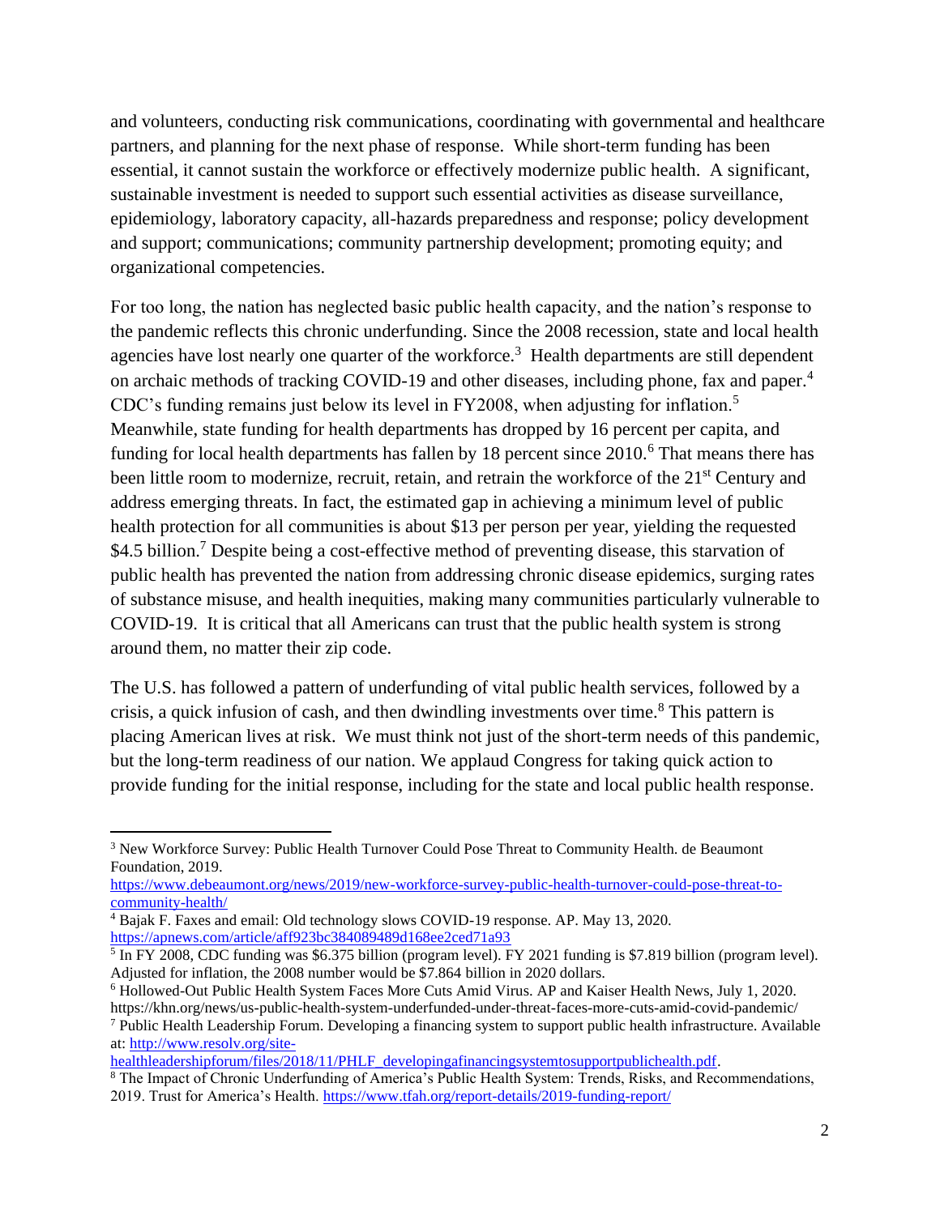and volunteers, conducting risk communications, coordinating with governmental and healthcare partners, and planning for the next phase of response. While short-term funding has been essential, it cannot sustain the workforce or effectively modernize public health. A significant, sustainable investment is needed to support such essential activities as disease surveillance, epidemiology, laboratory capacity, all-hazards preparedness and response; policy development and support; communications; community partnership development; promoting equity; and organizational competencies.

For too long, the nation has neglected basic public health capacity, and the nation's response to the pandemic reflects this chronic underfunding. Since the 2008 recession, state and local health agencies have lost nearly one quarter of the workforce.[3] Health departments are still dependent on archaic methods of tracking COVID-19 and other diseases, including phone, fax and paper.[4] CDC's funding remains just below its level in FY2008, when adjusting for inflation.[5] Meanwhile, state funding for health departments has dropped by 16 percent per capita, and funding for local health departments has fallen by 18 percent since 2010.[6] That means there has been little room to modernize, recruit, retain, and retrain the workforce of the 21st Century and address emerging threats. In fact, the estimated gap in achieving a minimum level of public health protection for all communities is about $13 per person per year, yielding the requested $4.5 billion.[7] Despite being a cost-effective method of preventing disease, this starvation of public health has prevented the nation from addressing chronic disease epidemics, surging rates of substance misuse, and health inequities, making many communities particularly vulnerable to COVID-19. It is critical that all Americans can trust that the public health system is strong around them, no matter their zip code.

The U.S. has followed a pattern of underfunding of vital public health services, followed by a crisis, a quick infusion of cash, and then dwindling investments over time.[8] This pattern is placing American lives at risk. We must think not just of the short-term needs of this pandemic, but the long-term readiness of our nation. We applaud Congress for taking quick action to provide funding for the initial response, including for the state and local public health response.

---

[3] New Workforce Survey: Public Health Turnover Could Pose Threat to Community Health. de Beaumont Foundation, 2019. https://www.debeaumont.org/news/2019/new-workforce-survey-public-health-turnover-could-pose-threat-to-community-health/

[4] Bajak F. Faxes and email: Old technology slows COVID-19 response. AP. May 13, 2020. https://apnews.com/article/aff923bc384089489d168ee2ced71a93

[5] In FY 2008, CDC funding was $6.375 billion (program level). FY 2021 funding is $7.819 billion (program level). Adjusted for inflation, the 2008 number would be $7.864 billion in 2020 dollars.

[6] Hollowed-Out Public Health System Faces More Cuts Amid Virus. AP and Kaiser Health News, July 1, 2020. https://khn.org/news/us-public-health-system-underfunded-under-threat-faces-more-cuts-amid-covid-pandemic/

[7] Public Health Leadership Forum. Developing a financing system to support public health infrastructure. Available at: http://www.resolv.org/site-healthleadershipforum/files/2018/11/PHLF_developingafinancingsystemtosupportpublichealth.pdf.

[8] The Impact of Chronic Underfunding of America's Public Health System: Trends, Risks, and Recommendations, 2019. Trust for America's Health. https://www.tfah.org/report-details/2019-funding-report/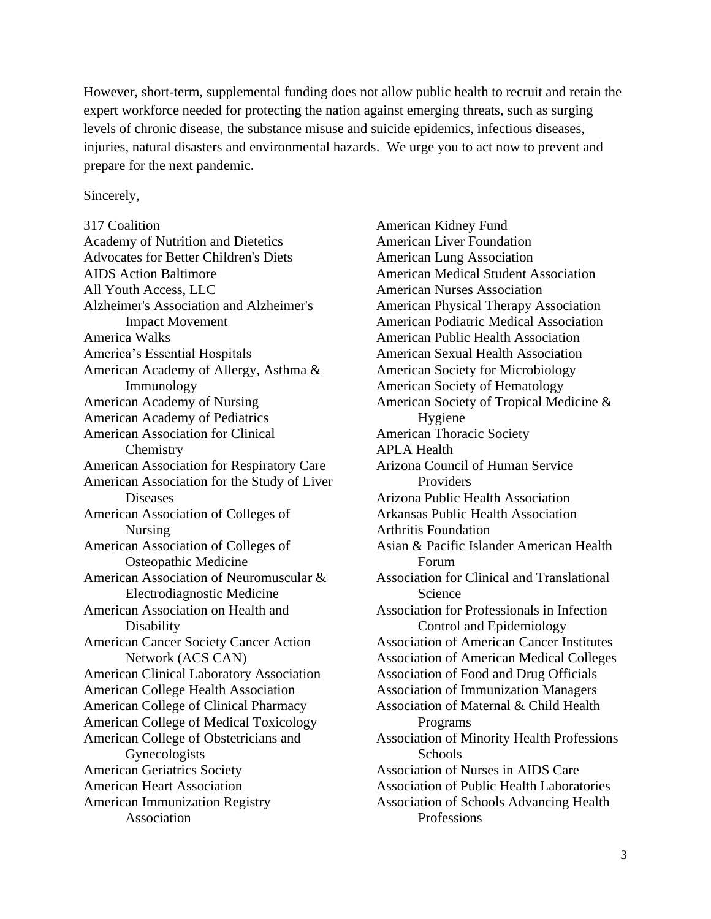However, short-term, supplemental funding does not allow public health to recruit and retain the expert workforce needed for protecting the nation against emerging threats, such as surging levels of chronic disease, the substance misuse and suicide epidemics, infectious diseases, injuries, natural disasters and environmental hazards. We urge you to act now to prevent and prepare for the next pandemic.

Sincerely,

317 Coalition
Academy of Nutrition and Dietetics
Advocates for Better Children's Diets
AIDS Action Baltimore
All Youth Access, LLC
Alzheimer's Association and Alzheimer's Impact Movement
America Walks
America's Essential Hospitals
American Academy of Allergy, Asthma & Immunology
American Academy of Nursing
American Academy of Pediatrics
American Association for Clinical Chemistry
American Association for Respiratory Care
American Association for the Study of Liver Diseases
American Association of Colleges of Nursing
American Association of Colleges of Osteopathic Medicine
American Association of Neuromuscular & Electrodiagnostic Medicine
American Association on Health and Disability
American Cancer Society Cancer Action Network (ACS CAN)
American Clinical Laboratory Association
American College Health Association
American College of Clinical Pharmacy
American College of Medical Toxicology
American College of Obstetricians and Gynecologists
American Geriatrics Society
American Heart Association
American Immunization Registry Association
American Kidney Fund
American Liver Foundation
American Lung Association
American Medical Student Association
American Nurses Association
American Physical Therapy Association
American Podiatric Medical Association
American Public Health Association
American Sexual Health Association
American Society for Microbiology
American Society of Hematology
American Society of Tropical Medicine & Hygiene
American Thoracic Society
APLA Health
Arizona Council of Human Service Providers
Arizona Public Health Association
Arkansas Public Health Association
Arthritis Foundation
Asian & Pacific Islander American Health Forum
Association for Clinical and Translational Science
Association for Professionals in Infection Control and Epidemiology
Association of American Cancer Institutes
Association of American Medical Colleges
Association of Food and Drug Officials
Association of Immunization Managers
Association of Maternal & Child Health Programs
Association of Minority Health Professions Schools
Association of Nurses in AIDS Care
Association of Public Health Laboratories
Association of Schools Advancing Health Professions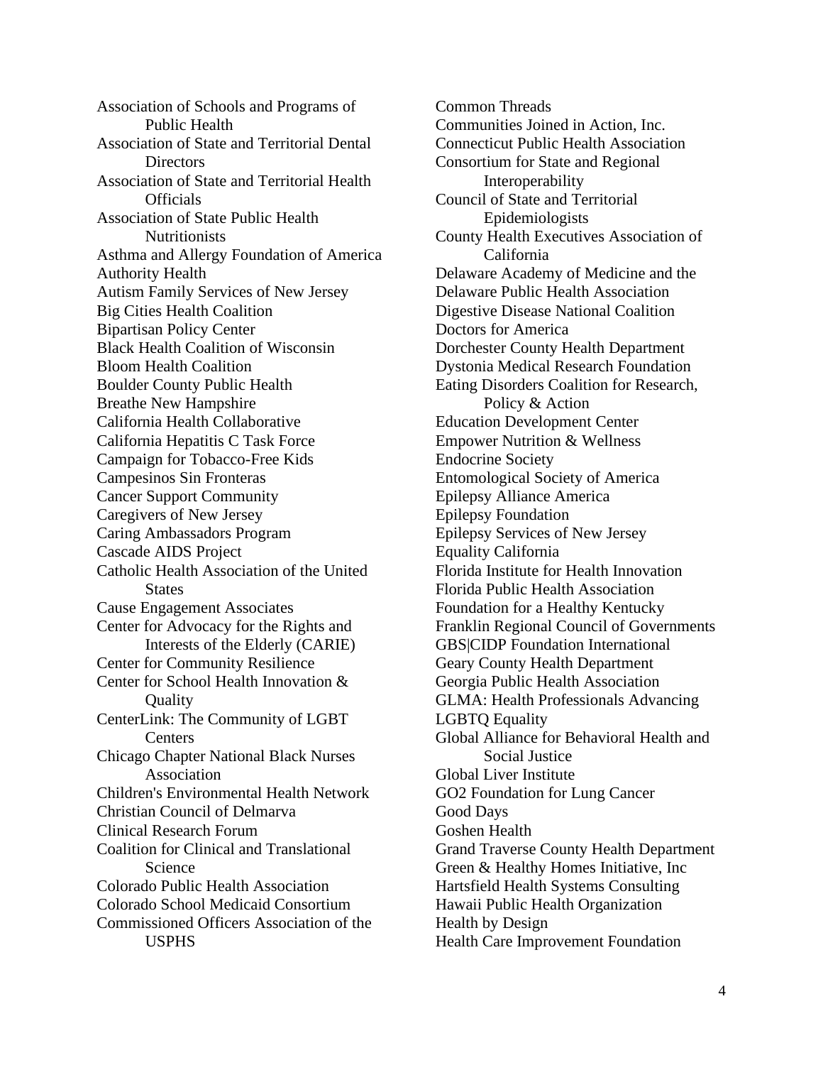Association of Schools and Programs of Public Health
Association of State and Territorial Dental Directors
Association of State and Territorial Health Officials
Association of State Public Health Nutritionists
Asthma and Allergy Foundation of America
Authority Health
Autism Family Services of New Jersey
Big Cities Health Coalition
Bipartisan Policy Center
Black Health Coalition of Wisconsin
Bloom Health Coalition
Boulder County Public Health
Breathe New Hampshire
California Health Collaborative
California Hepatitis C Task Force
Campaign for Tobacco-Free Kids
Campesinos Sin Fronteras
Cancer Support Community
Caregivers of New Jersey
Caring Ambassadors Program
Cascade AIDS Project
Catholic Health Association of the United States
Cause Engagement Associates
Center for Advocacy for the Rights and Interests of the Elderly (CARIE)
Center for Community Resilience
Center for School Health Innovation & Quality
CenterLink: The Community of LGBT Centers
Chicago Chapter National Black Nurses Association
Children's Environmental Health Network
Christian Council of Delmarva
Clinical Research Forum
Coalition for Clinical and Translational Science
Colorado Public Health Association
Colorado School Medicaid Consortium
Commissioned Officers Association of the USPHS
Common Threads
Communities Joined in Action, Inc.
Connecticut Public Health Association
Consortium for State and Regional Interoperability
Council of State and Territorial Epidemiologists
County Health Executives Association of California
Delaware Academy of Medicine and the Delaware Public Health Association
Digestive Disease National Coalition
Doctors for America
Dorchester County Health Department
Dystonia Medical Research Foundation
Eating Disorders Coalition for Research, Policy & Action
Education Development Center
Empower Nutrition & Wellness
Endocrine Society
Entomological Society of America
Epilepsy Alliance America
Epilepsy Foundation
Epilepsy Services of New Jersey
Equality California
Florida Institute for Health Innovation
Florida Public Health Association
Foundation for a Healthy Kentucky
Franklin Regional Council of Governments
GBS|CIDP Foundation International
Geary County Health Department
Georgia Public Health Association
GLMA: Health Professionals Advancing LGBTQ Equality
Global Alliance for Behavioral Health and Social Justice
Global Liver Institute
GO2 Foundation for Lung Cancer
Good Days
Goshen Health
Grand Traverse County Health Department
Green & Healthy Homes Initiative, Inc
Hartsfield Health Systems Consulting
Hawaii Public Health Organization
Health by Design
Health Care Improvement Foundation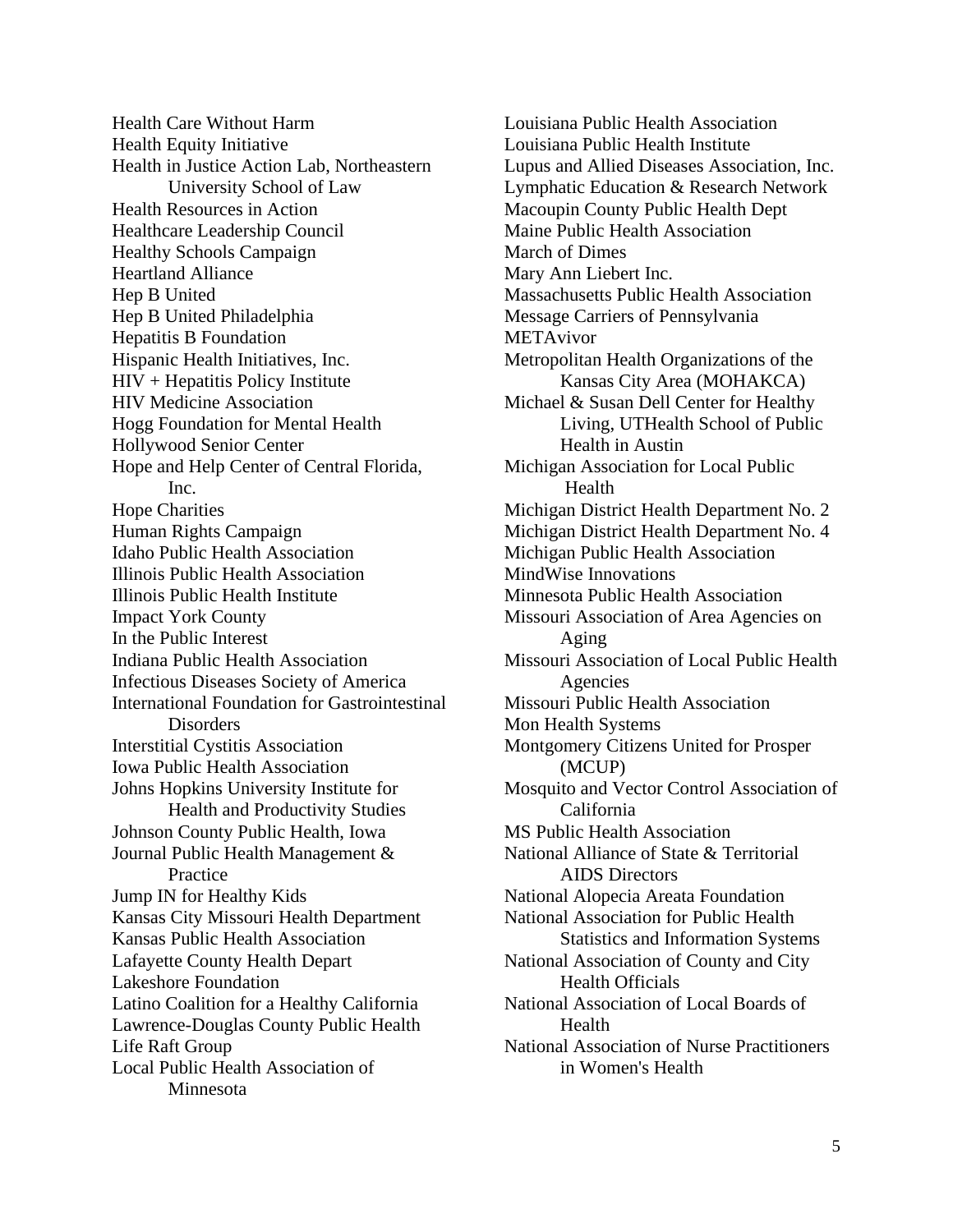Health Care Without Harm
Health Equity Initiative
Health in Justice Action Lab, Northeastern University School of Law
Health Resources in Action
Healthcare Leadership Council
Healthy Schools Campaign
Heartland Alliance
Hep B United
Hep B United Philadelphia
Hepatitis B Foundation
Hispanic Health Initiatives, Inc.
HIV + Hepatitis Policy Institute
HIV Medicine Association
Hogg Foundation for Mental Health
Hollywood Senior Center
Hope and Help Center of Central Florida, Inc.
Hope Charities
Human Rights Campaign
Idaho Public Health Association
Illinois Public Health Association
Illinois Public Health Institute
Impact York County
In the Public Interest
Indiana Public Health Association
Infectious Diseases Society of America
International Foundation for Gastrointestinal Disorders
Interstitial Cystitis Association
Iowa Public Health Association
Johns Hopkins University Institute for Health and Productivity Studies
Johnson County Public Health, Iowa
Journal Public Health Management & Practice
Jump IN for Healthy Kids
Kansas City Missouri Health Department
Kansas Public Health Association
Lafayette County Health Depart
Lakeshore Foundation
Latino Coalition for a Healthy California
Lawrence-Douglas County Public Health
Life Raft Group
Local Public Health Association of Minnesota
Louisiana Public Health Association
Louisiana Public Health Institute
Lupus and Allied Diseases Association, Inc.
Lymphatic Education & Research Network
Macoupin County Public Health Dept
Maine Public Health Association
March of Dimes
Mary Ann Liebert Inc.
Massachusetts Public Health Association
Message Carriers of Pennsylvania
METAvivor
Metropolitan Health Organizations of the Kansas City Area (MOHAKCA)
Michael & Susan Dell Center for Healthy Living, UTHealth School of Public Health in Austin
Michigan Association for Local Public Health
Michigan District Health Department No. 2
Michigan District Health Department No. 4
Michigan Public Health Association
MindWise Innovations
Minnesota Public Health Association
Missouri Association of Area Agencies on Aging
Missouri Association of Local Public Health Agencies
Missouri Public Health Association
Mon Health Systems
Montgomery Citizens United for Prosper (MCUP)
Mosquito and Vector Control Association of California
MS Public Health Association
National Alliance of State & Territorial AIDS Directors
National Alopecia Areata Foundation
National Association for Public Health Statistics and Information Systems
National Association of County and City Health Officials
National Association of Local Boards of Health
National Association of Nurse Practitioners in Women's Health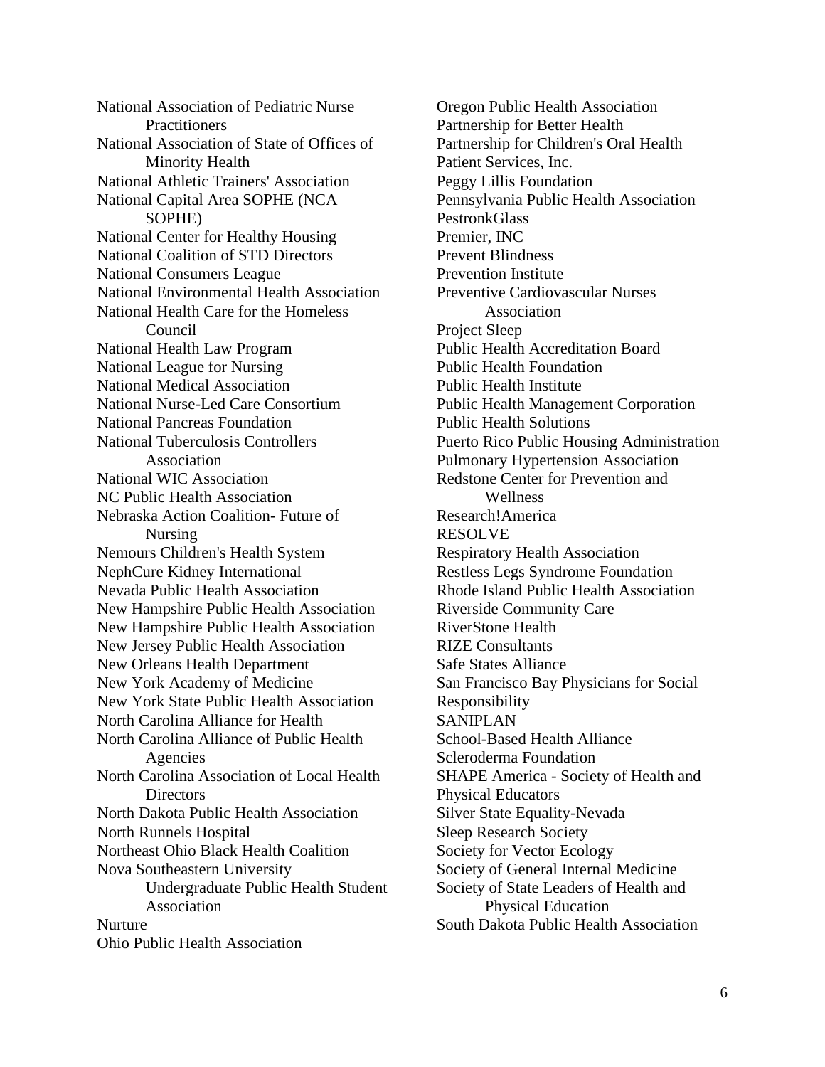National Association of Pediatric Nurse Practitioners
National Association of State of Offices of Minority Health
National Athletic Trainers' Association
National Capital Area SOPHE (NCA SOPHE)
National Center for Healthy Housing
National Coalition of STD Directors
National Consumers League
National Environmental Health Association
National Health Care for the Homeless Council
National Health Law Program
National League for Nursing
National Medical Association
National Nurse-Led Care Consortium
National Pancreas Foundation
National Tuberculosis Controllers Association
National WIC Association
NC Public Health Association
Nebraska Action Coalition- Future of Nursing
Nemours Children's Health System
NephCure Kidney International
Nevada Public Health Association
New Hampshire Public Health Association
New Hampshire Public Health Association
New Jersey Public Health Association
New Orleans Health Department
New York Academy of Medicine
New York State Public Health Association
North Carolina Alliance for Health
North Carolina Alliance of Public Health Agencies
North Carolina Association of Local Health Directors
North Dakota Public Health Association
North Runnels Hospital
Northeast Ohio Black Health Coalition
Nova Southeastern University Undergraduate Public Health Student Association
Nurture
Ohio Public Health Association
Oregon Public Health Association
Partnership for Better Health
Partnership for Children's Oral Health
Patient Services, Inc.
Peggy Lillis Foundation
Pennsylvania Public Health Association
PestronkGlass
Premier, INC
Prevent Blindness
Prevention Institute
Preventive Cardiovascular Nurses Association
Project Sleep
Public Health Accreditation Board
Public Health Foundation
Public Health Institute
Public Health Management Corporation
Public Health Solutions
Puerto Rico Public Housing Administration
Pulmonary Hypertension Association
Redstone Center for Prevention and Wellness
Research!America
RESOLVE
Respiratory Health Association
Restless Legs Syndrome Foundation
Rhode Island Public Health Association
Riverside Community Care
RiverStone Health
RIZE Consultants
Safe States Alliance
San Francisco Bay Physicians for Social Responsibility
SANIPLAN
School-Based Health Alliance
Scleroderma Foundation
SHAPE America - Society of Health and Physical Educators
Silver State Equality-Nevada
Sleep Research Society
Society for Vector Ecology
Society of General Internal Medicine
Society of State Leaders of Health and Physical Education
South Dakota Public Health Association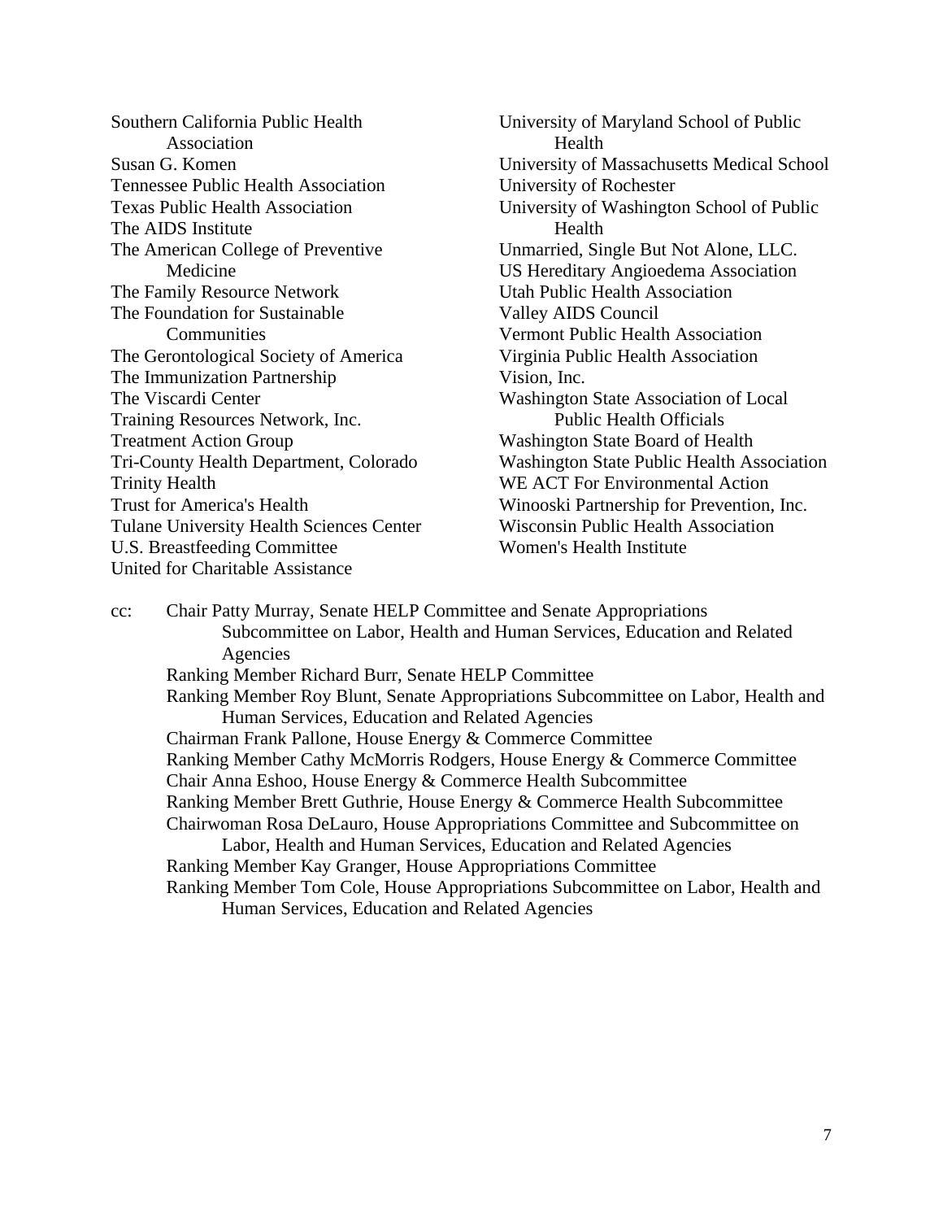Southern California Public Health Association
Susan G. Komen
Tennessee Public Health Association
Texas Public Health Association
The AIDS Institute
The American College of Preventive Medicine
The Family Resource Network
The Foundation for Sustainable Communities
The Gerontological Society of America
The Immunization Partnership
The Viscardi Center
Training Resources Network, Inc.
Treatment Action Group
Tri-County Health Department, Colorado
Trinity Health
Trust for America's Health
Tulane University Health Sciences Center
U.S. Breastfeeding Committee
United for Charitable Assistance
University of Maryland School of Public Health
University of Massachusetts Medical School
University of Rochester
University of Washington School of Public Health
Unmarried, Single But Not Alone, LLC.
US Hereditary Angioedema Association
Utah Public Health Association
Valley AIDS Council
Vermont Public Health Association
Virginia Public Health Association
Vision, Inc.
Washington State Association of Local Public Health Officials
Washington State Board of Health
Washington State Public Health Association
WE ACT For Environmental Action
Winooski Partnership for Prevention, Inc.
Wisconsin Public Health Association
Women's Health Institute

cc: Chair Patty Murray, Senate HELP Committee and Senate Appropriations Subcommittee on Labor, Health and Human Services, Education and Related Agencies
Ranking Member Richard Burr, Senate HELP Committee
Ranking Member Roy Blunt, Senate Appropriations Subcommittee on Labor, Health and Human Services, Education and Related Agencies
Chairman Frank Pallone, House Energy & Commerce Committee
Ranking Member Cathy McMorris Rodgers, House Energy & Commerce Committee
Chair Anna Eshoo, House Energy & Commerce Health Subcommittee
Ranking Member Brett Guthrie, House Energy & Commerce Health Subcommittee
Chairwoman Rosa DeLauro, House Appropriations Committee and Subcommittee on Labor, Health and Human Services, Education and Related Agencies
Ranking Member Kay Granger, House Appropriations Committee
Ranking Member Tom Cole, House Appropriations Subcommittee on Labor, Health and Human Services, Education and Related Agencies